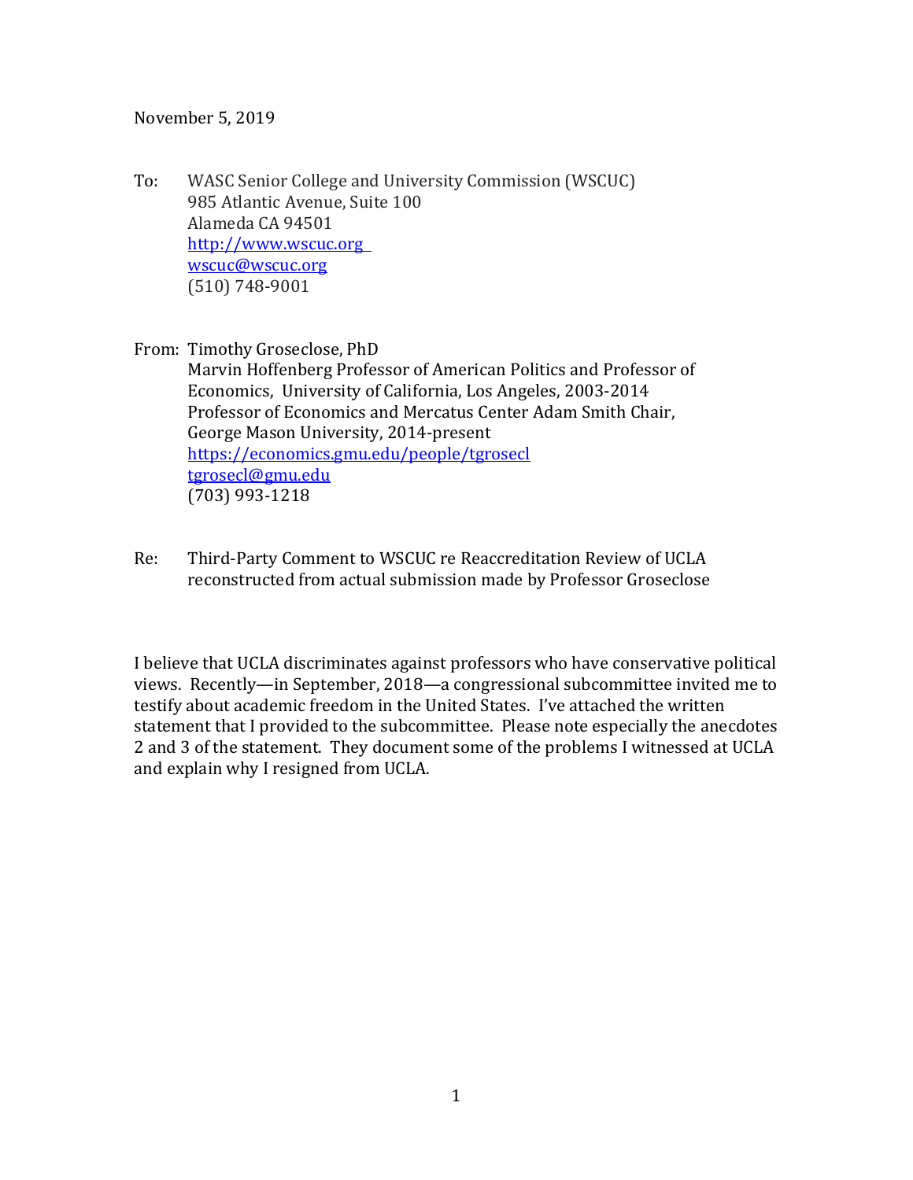November 5, 2019

To: WASC Senior College and University Commission (WSCUC)
985 Atlantic Avenue, Suite 100
Alameda CA 94501
http://www.wscuc.org
wscuc@wscuc.org
(510) 748-9001

From: Timothy Groseclose, PhD
Marvin Hoffenberg Professor of American Politics and Professor of Economics, University of California, Los Angeles, 2003-2014
Professor of Economics and Mercatus Center Adam Smith Chair, George Mason University, 2014-present
https://economics.gmu.edu/people/tgrosecl
tgrosecl@gmu.edu
(703) 993-1218

Re: Third-Party Comment to WSCUC re Reaccreditation Review of UCLA reconstructed from actual submission made by Professor Groseclose

I believe that UCLA discriminates against professors who have conservative political views. Recently—in September, 2018—a congressional subcommittee invited me to testify about academic freedom in the United States. I've attached the written statement that I provided to the subcommittee. Please note especially the anecdotes 2 and 3 of the statement. They document some of the problems I witnessed at UCLA and explain why I resigned from UCLA.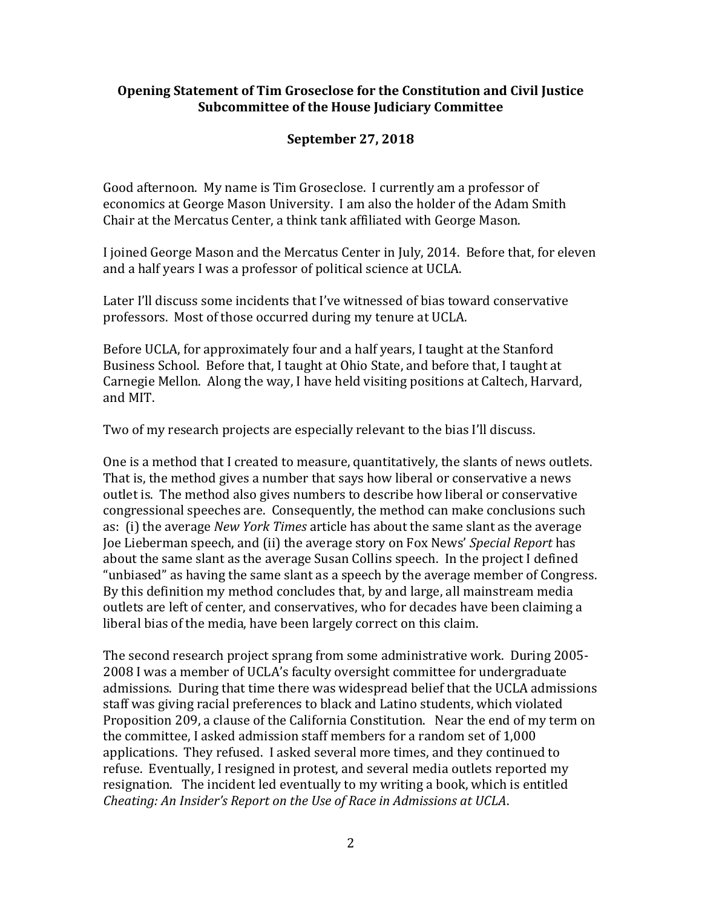**Opening Statement of Tim Groseclose for the Constitution and Civil Justice Subcommittee of the House Judiciary Committee**

**September 27, 2018**

Good afternoon. My name is Tim Groseclose. I currently am a professor of economics at George Mason University. I am also the holder of the Adam Smith Chair at the Mercatus Center, a think tank affiliated with George Mason.

I joined George Mason and the Mercatus Center in July, 2014. Before that, for eleven and a half years I was a professor of political science at UCLA.

Later I'll discuss some incidents that I've witnessed of bias toward conservative professors. Most of those occurred during my tenure at UCLA.

Before UCLA, for approximately four and a half years, I taught at the Stanford Business School. Before that, I taught at Ohio State, and before that, I taught at Carnegie Mellon. Along the way, I have held visiting positions at Caltech, Harvard, and MIT.

Two of my research projects are especially relevant to the bias I'll discuss.

One is a method that I created to measure, quantitatively, the slants of news outlets. That is, the method gives a number that says how liberal or conservative a news outlet is. The method also gives numbers to describe how liberal or conservative congressional speeches are. Consequently, the method can make conclusions such as: (i) the average *New York Times* article has about the same slant as the average Joe Lieberman speech, and (ii) the average story on Fox News' *Special Report* has about the same slant as the average Susan Collins speech. In the project I defined "unbiased" as having the same slant as a speech by the average member of Congress. By this definition my method concludes that, by and large, all mainstream media outlets are left of center, and conservatives, who for decades have been claiming a liberal bias of the media, have been largely correct on this claim.

The second research project sprang from some administrative work. During 2005-2008 I was a member of UCLA's faculty oversight committee for undergraduate admissions. During that time there was widespread belief that the UCLA admissions staff was giving racial preferences to black and Latino students, which violated Proposition 209, a clause of the California Constitution. Near the end of my term on the committee, I asked admission staff members for a random set of 1,000 applications. They refused. I asked several more times, and they continued to refuse. Eventually, I resigned in protest, and several media outlets reported my resignation. The incident led eventually to my writing a book, which is entitled *Cheating: An Insider's Report on the Use of Race in Admissions at UCLA*.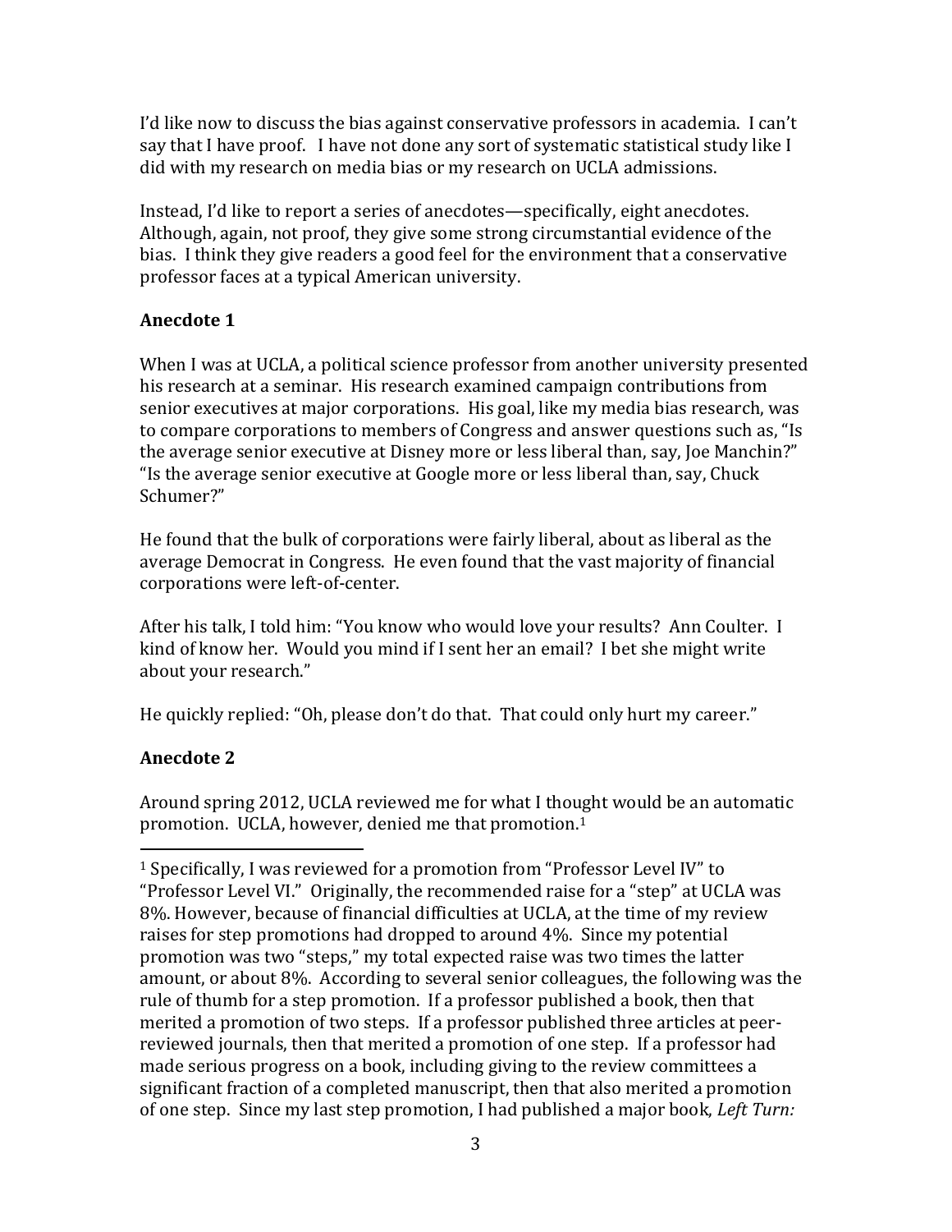I'd like now to discuss the bias against conservative professors in academia. I can't say that I have proof. I have not done any sort of systematic statistical study like I did with my research on media bias or my research on UCLA admissions.

Instead, I'd like to report a series of anecdotes—specifically, eight anecdotes. Although, again, not proof, they give some strong circumstantial evidence of the bias. I think they give readers a good feel for the environment that a conservative professor faces at a typical American university.

### Anecdote 1

When I was at UCLA, a political science professor from another university presented his research at a seminar. His research examined campaign contributions from senior executives at major corporations. His goal, like my media bias research, was to compare corporations to members of Congress and answer questions such as, "Is the average senior executive at Disney more or less liberal than, say, Joe Manchin?" "Is the average senior executive at Google more or less liberal than, say, Chuck Schumer?"

He found that the bulk of corporations were fairly liberal, about as liberal as the average Democrat in Congress. He even found that the vast majority of financial corporations were left-of-center.

After his talk, I told him: "You know who would love your results? Ann Coulter. I kind of know her. Would you mind if I sent her an email? I bet she might write about your research."

He quickly replied: "Oh, please don't do that. That could only hurt my career."

### Anecdote 2

Around spring 2012, UCLA reviewed me for what I thought would be an automatic promotion. UCLA, however, denied me that promotion.[1]

[1] Specifically, I was reviewed for a promotion from "Professor Level IV" to "Professor Level VI." Originally, the recommended raise for a "step" at UCLA was 8%. However, because of financial difficulties at UCLA, at the time of my review raises for step promotions had dropped to around 4%. Since my potential promotion was two "steps," my total expected raise was two times the latter amount, or about 8%. According to several senior colleagues, the following was the rule of thumb for a step promotion. If a professor published a book, then that merited a promotion of two steps. If a professor published three articles at peer-reviewed journals, then that merited a promotion of one step. If a professor had made serious progress on a book, including giving to the review committees a significant fraction of a completed manuscript, then that also merited a promotion of one step. Since my last step promotion, I had published a major book, *Left Turn:*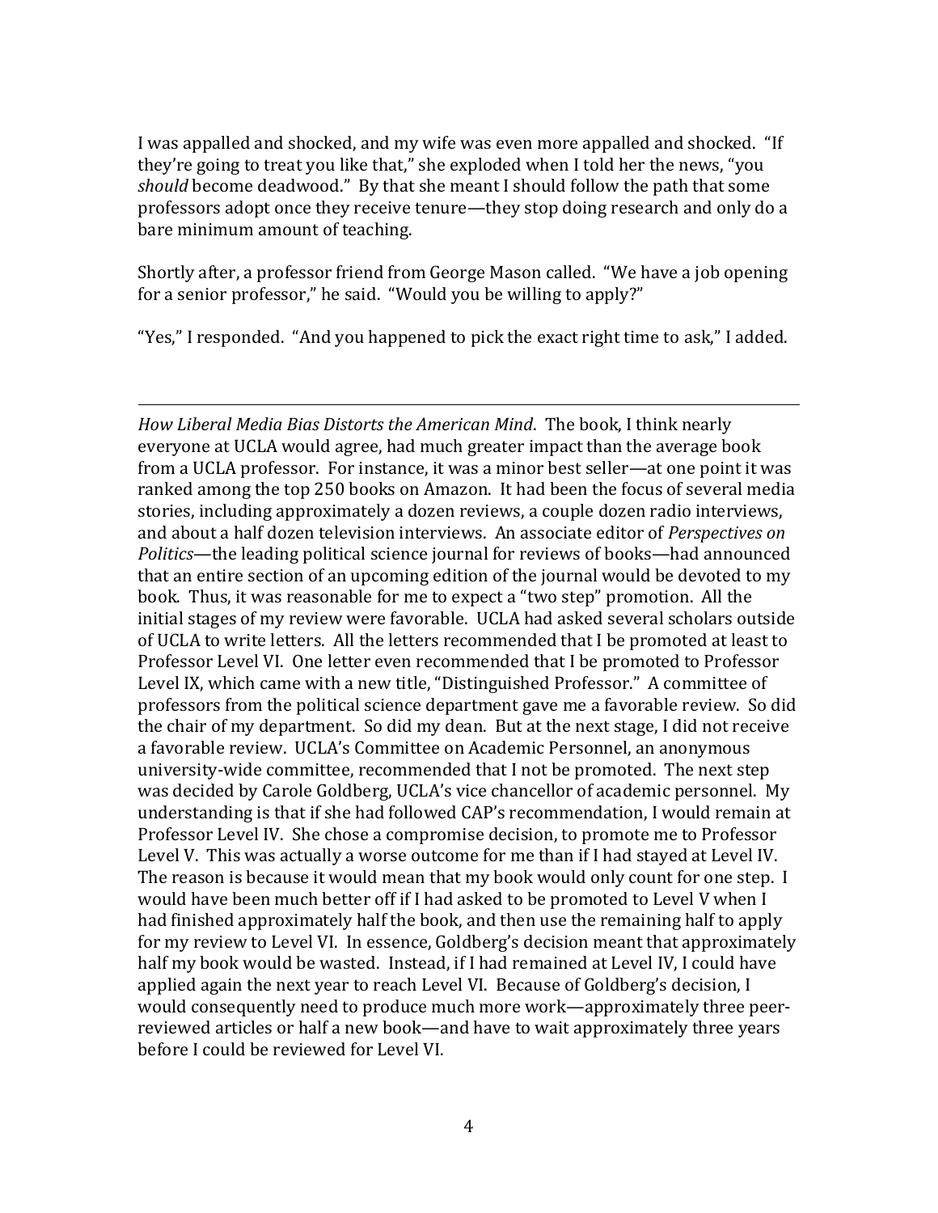I was appalled and shocked, and my wife was even more appalled and shocked. "If they're going to treat you like that," she exploded when I told her the news, "you *should* become deadwood." By that she meant I should follow the path that some professors adopt once they receive tenure—they stop doing research and only do a bare minimum amount of teaching.

Shortly after, a professor friend from George Mason called. "We have a job opening for a senior professor," he said. "Would you be willing to apply?"

"Yes," I responded. "And you happened to pick the exact right time to ask," I added.

---

*How Liberal Media Bias Distorts the American Mind*. The book, I think nearly everyone at UCLA would agree, had much greater impact than the average book from a UCLA professor. For instance, it was a minor best seller—at one point it was ranked among the top 250 books on Amazon. It had been the focus of several media stories, including approximately a dozen reviews, a couple dozen radio interviews, and about a half dozen television interviews. An associate editor of *Perspectives on Politics*—the leading political science journal for reviews of books—had announced that an entire section of an upcoming edition of the journal would be devoted to my book. Thus, it was reasonable for me to expect a "two step" promotion. All the initial stages of my review were favorable. UCLA had asked several scholars outside of UCLA to write letters. All the letters recommended that I be promoted at least to Professor Level VI. One letter even recommended that I be promoted to Professor Level IX, which came with a new title, "Distinguished Professor." A committee of professors from the political science department gave me a favorable review. So did the chair of my department. So did my dean. But at the next stage, I did not receive a favorable review. UCLA's Committee on Academic Personnel, an anonymous university-wide committee, recommended that I not be promoted. The next step was decided by Carole Goldberg, UCLA's vice chancellor of academic personnel. My understanding is that if she had followed CAP's recommendation, I would remain at Professor Level IV. She chose a compromise decision, to promote me to Professor Level V. This was actually a worse outcome for me than if I had stayed at Level IV. The reason is because it would mean that my book would only count for one step. I would have been much better off if I had asked to be promoted to Level V when I had finished approximately half the book, and then use the remaining half to apply for my review to Level VI. In essence, Goldberg's decision meant that approximately half my book would be wasted. Instead, if I had remained at Level IV, I could have applied again the next year to reach Level VI. Because of Goldberg's decision, I would consequently need to produce much more work—approximately three peer-reviewed articles or half a new book—and have to wait approximately three years before I could be reviewed for Level VI.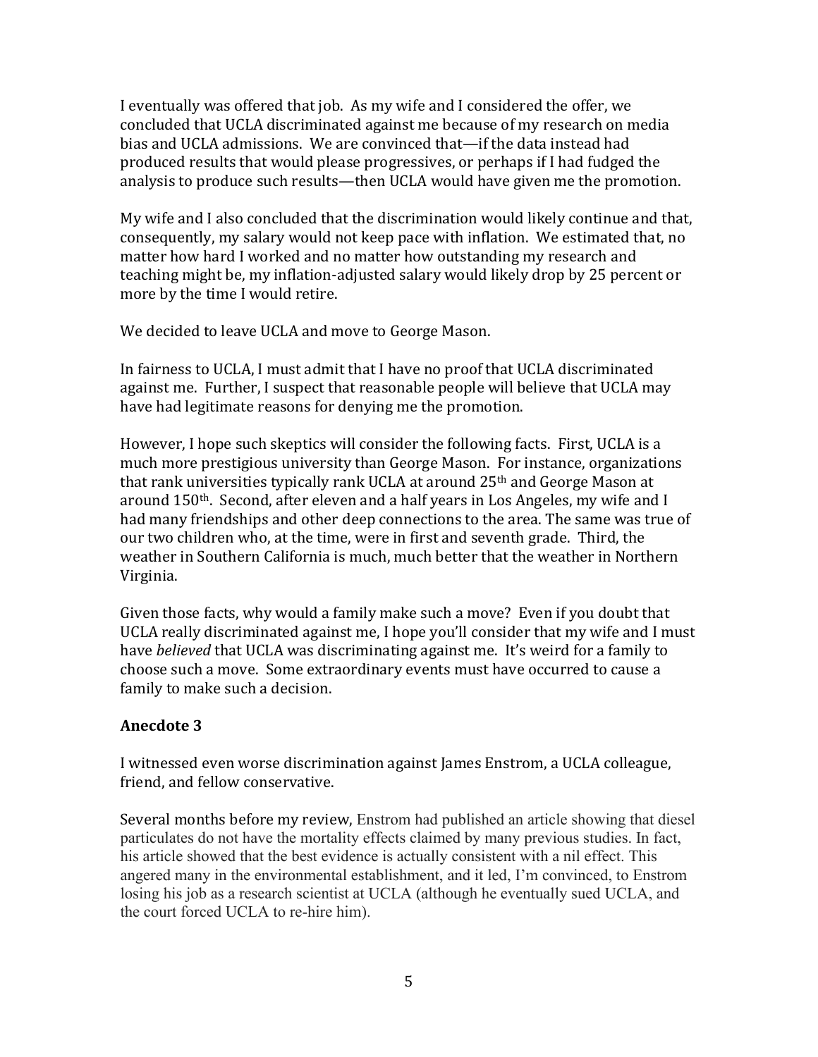I eventually was offered that job. As my wife and I considered the offer, we concluded that UCLA discriminated against me because of my research on media bias and UCLA admissions. We are convinced that—if the data instead had produced results that would please progressives, or perhaps if I had fudged the analysis to produce such results—then UCLA would have given me the promotion.

My wife and I also concluded that the discrimination would likely continue and that, consequently, my salary would not keep pace with inflation. We estimated that, no matter how hard I worked and no matter how outstanding my research and teaching might be, my inflation-adjusted salary would likely drop by 25 percent or more by the time I would retire.

We decided to leave UCLA and move to George Mason.

In fairness to UCLA, I must admit that I have no proof that UCLA discriminated against me. Further, I suspect that reasonable people will believe that UCLA may have had legitimate reasons for denying me the promotion.

However, I hope such skeptics will consider the following facts. First, UCLA is a much more prestigious university than George Mason. For instance, organizations that rank universities typically rank UCLA at around 25th and George Mason at around 150th. Second, after eleven and a half years in Los Angeles, my wife and I had many friendships and other deep connections to the area. The same was true of our two children who, at the time, were in first and seventh grade. Third, the weather in Southern California is much, much better that the weather in Northern Virginia.

Given those facts, why would a family make such a move? Even if you doubt that UCLA really discriminated against me, I hope you'll consider that my wife and I must have *believed* that UCLA was discriminating against me. It's weird for a family to choose such a move. Some extraordinary events must have occurred to cause a family to make such a decision.

**Anecdote 3**

I witnessed even worse discrimination against James Enstrom, a UCLA colleague, friend, and fellow conservative.

Several months before my review, Enstrom had published an article showing that diesel particulates do not have the mortality effects claimed by many previous studies. In fact, his article showed that the best evidence is actually consistent with a nil effect. This angered many in the environmental establishment, and it led, I'm convinced, to Enstrom losing his job as a research scientist at UCLA (although he eventually sued UCLA, and the court forced UCLA to re-hire him).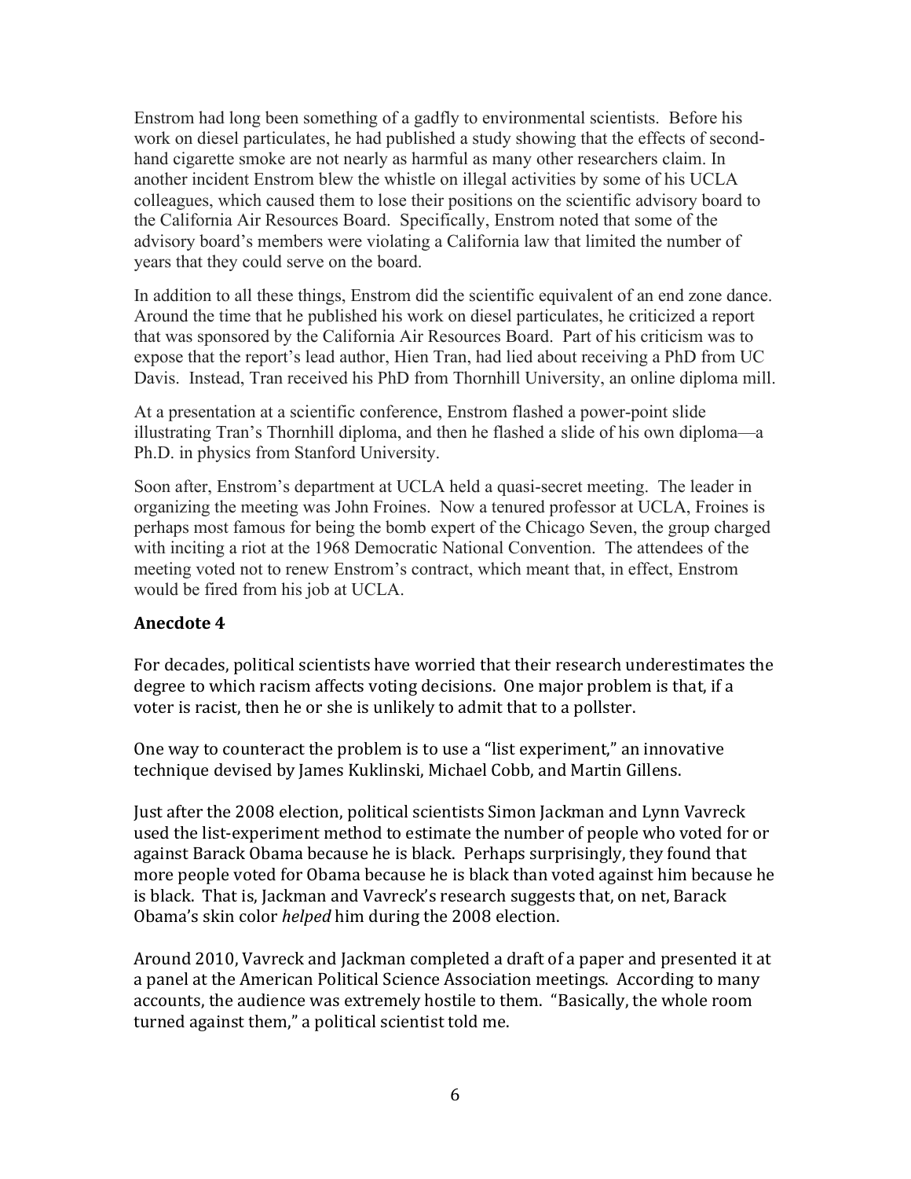Enstrom had long been something of a gadfly to environmental scientists. Before his work on diesel particulates, he had published a study showing that the effects of second-hand cigarette smoke are not nearly as harmful as many other researchers claim. In another incident Enstrom blew the whistle on illegal activities by some of his UCLA colleagues, which caused them to lose their positions on the scientific advisory board to the California Air Resources Board. Specifically, Enstrom noted that some of the advisory board's members were violating a California law that limited the number of years that they could serve on the board.

In addition to all these things, Enstrom did the scientific equivalent of an end zone dance. Around the time that he published his work on diesel particulates, he criticized a report that was sponsored by the California Air Resources Board. Part of his criticism was to expose that the report's lead author, Hien Tran, had lied about receiving a PhD from UC Davis. Instead, Tran received his PhD from Thornhill University, an online diploma mill.

At a presentation at a scientific conference, Enstrom flashed a power-point slide illustrating Tran's Thornhill diploma, and then he flashed a slide of his own diploma—a Ph.D. in physics from Stanford University.

Soon after, Enstrom's department at UCLA held a quasi-secret meeting. The leader in organizing the meeting was John Froines. Now a tenured professor at UCLA, Froines is perhaps most famous for being the bomb expert of the Chicago Seven, the group charged with inciting a riot at the 1968 Democratic National Convention. The attendees of the meeting voted not to renew Enstrom's contract, which meant that, in effect, Enstrom would be fired from his job at UCLA.

### Anecdote 4

For decades, political scientists have worried that their research underestimates the degree to which racism affects voting decisions. One major problem is that, if a voter is racist, then he or she is unlikely to admit that to a pollster.

One way to counteract the problem is to use a "list experiment," an innovative technique devised by James Kuklinski, Michael Cobb, and Martin Gillens.

Just after the 2008 election, political scientists Simon Jackman and Lynn Vavreck used the list-experiment method to estimate the number of people who voted for or against Barack Obama because he is black. Perhaps surprisingly, they found that more people voted for Obama because he is black than voted against him because he is black. That is, Jackman and Vavreck's research suggests that, on net, Barack Obama's skin color *helped* him during the 2008 election.

Around 2010, Vavreck and Jackman completed a draft of a paper and presented it at a panel at the American Political Science Association meetings. According to many accounts, the audience was extremely hostile to them. "Basically, the whole room turned against them," a political scientist told me.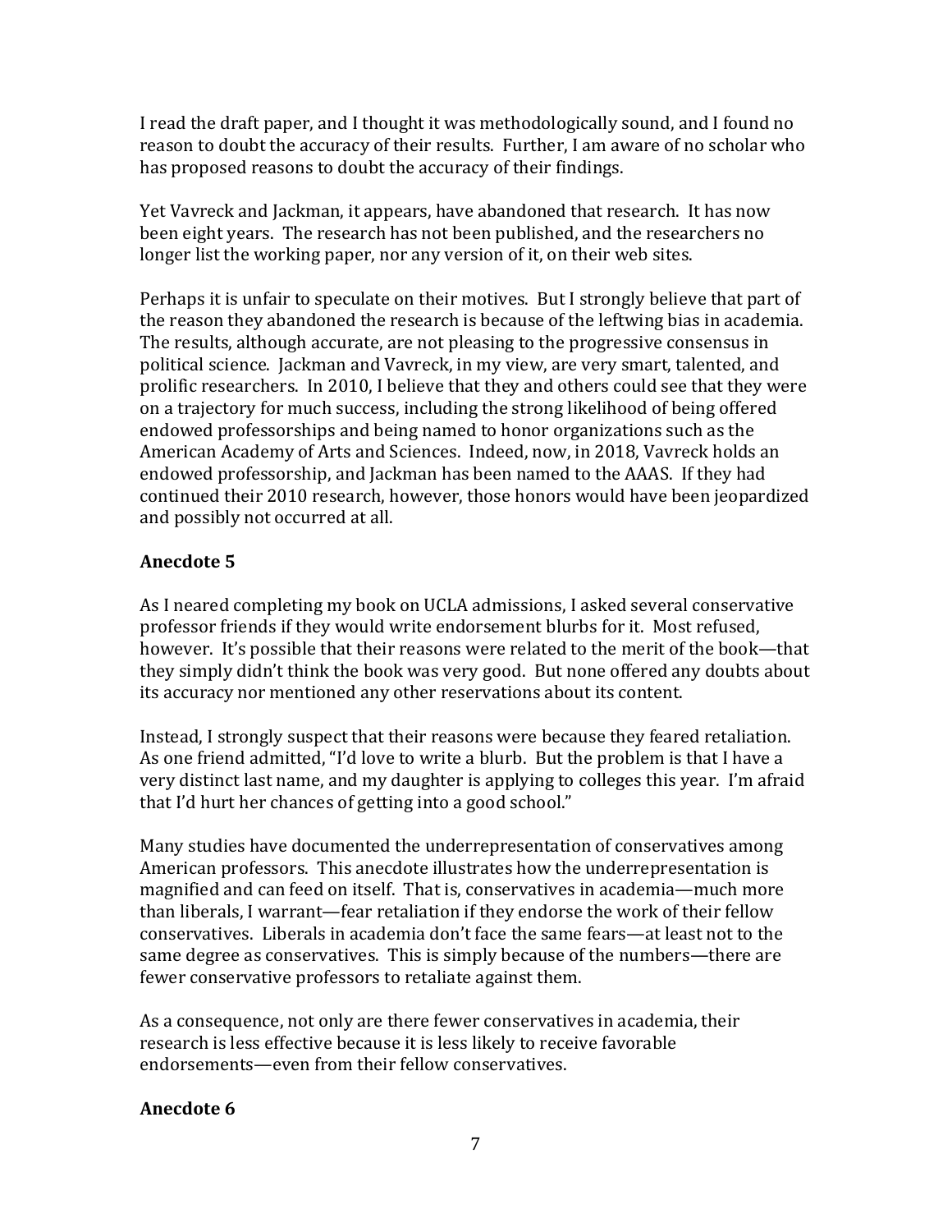I read the draft paper, and I thought it was methodologically sound, and I found no reason to doubt the accuracy of their results. Further, I am aware of no scholar who has proposed reasons to doubt the accuracy of their findings.

Yet Vavreck and Jackman, it appears, have abandoned that research. It has now been eight years. The research has not been published, and the researchers no longer list the working paper, nor any version of it, on their web sites.

Perhaps it is unfair to speculate on their motives. But I strongly believe that part of the reason they abandoned the research is because of the leftwing bias in academia. The results, although accurate, are not pleasing to the progressive consensus in political science. Jackman and Vavreck, in my view, are very smart, talented, and prolific researchers. In 2010, I believe that they and others could see that they were on a trajectory for much success, including the strong likelihood of being offered endowed professorships and being named to honor organizations such as the American Academy of Arts and Sciences. Indeed, now, in 2018, Vavreck holds an endowed professorship, and Jackman has been named to the AAAS. If they had continued their 2010 research, however, those honors would have been jeopardized and possibly not occurred at all.

### Anecdote 5

As I neared completing my book on UCLA admissions, I asked several conservative professor friends if they would write endorsement blurbs for it. Most refused, however. It's possible that their reasons were related to the merit of the book—that they simply didn't think the book was very good. But none offered any doubts about its accuracy nor mentioned any other reservations about its content.

Instead, I strongly suspect that their reasons were because they feared retaliation. As one friend admitted, "I'd love to write a blurb. But the problem is that I have a very distinct last name, and my daughter is applying to colleges this year. I'm afraid that I'd hurt her chances of getting into a good school."

Many studies have documented the underrepresentation of conservatives among American professors. This anecdote illustrates how the underrepresentation is magnified and can feed on itself. That is, conservatives in academia—much more than liberals, I warrant—fear retaliation if they endorse the work of their fellow conservatives. Liberals in academia don't face the same fears—at least not to the same degree as conservatives. This is simply because of the numbers—there are fewer conservative professors to retaliate against them.

As a consequence, not only are there fewer conservatives in academia, their research is less effective because it is less likely to receive favorable endorsements—even from their fellow conservatives.

### Anecdote 6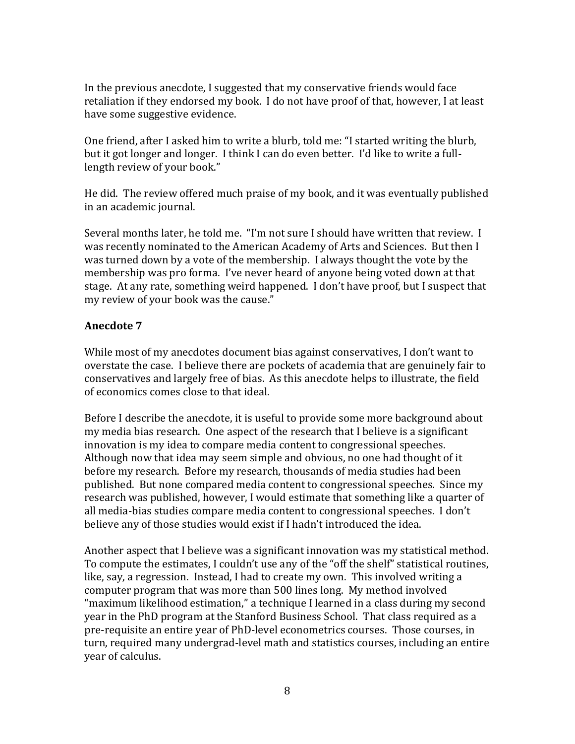In the previous anecdote, I suggested that my conservative friends would face retaliation if they endorsed my book. I do not have proof of that, however, I at least have some suggestive evidence.

One friend, after I asked him to write a blurb, told me: "I started writing the blurb, but it got longer and longer. I think I can do even better. I'd like to write a full-length review of your book."

He did. The review offered much praise of my book, and it was eventually published in an academic journal.

Several months later, he told me. "I'm not sure I should have written that review. I was recently nominated to the American Academy of Arts and Sciences. But then I was turned down by a vote of the membership. I always thought the vote by the membership was pro forma. I've never heard of anyone being voted down at that stage. At any rate, something weird happened. I don't have proof, but I suspect that my review of your book was the cause."

### Anecdote 7

While most of my anecdotes document bias against conservatives, I don't want to overstate the case. I believe there are pockets of academia that are genuinely fair to conservatives and largely free of bias. As this anecdote helps to illustrate, the field of economics comes close to that ideal.

Before I describe the anecdote, it is useful to provide some more background about my media bias research. One aspect of the research that I believe is a significant innovation is my idea to compare media content to congressional speeches. Although now that idea may seem simple and obvious, no one had thought of it before my research. Before my research, thousands of media studies had been published. But none compared media content to congressional speeches. Since my research was published, however, I would estimate that something like a quarter of all media-bias studies compare media content to congressional speeches. I don't believe any of those studies would exist if I hadn't introduced the idea.

Another aspect that I believe was a significant innovation was my statistical method. To compute the estimates, I couldn't use any of the "off the shelf" statistical routines, like, say, a regression. Instead, I had to create my own. This involved writing a computer program that was more than 500 lines long. My method involved "maximum likelihood estimation," a technique I learned in a class during my second year in the PhD program at the Stanford Business School. That class required as a pre-requisite an entire year of PhD-level econometrics courses. Those courses, in turn, required many undergrad-level math and statistics courses, including an entire year of calculus.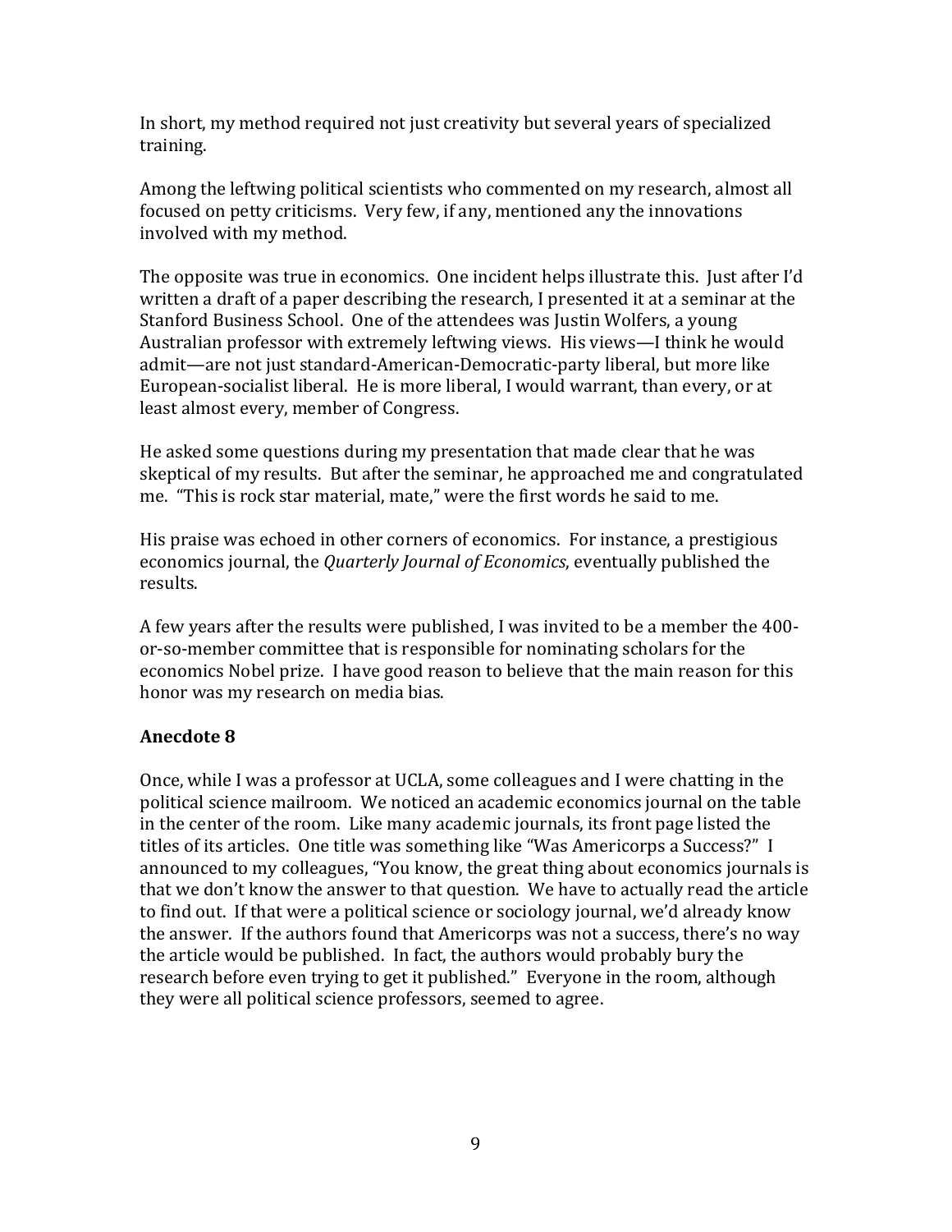In short, my method required not just creativity but several years of specialized training.

Among the leftwing political scientists who commented on my research, almost all focused on petty criticisms. Very few, if any, mentioned any the innovations involved with my method.

The opposite was true in economics. One incident helps illustrate this. Just after I'd written a draft of a paper describing the research, I presented it at a seminar at the Stanford Business School. One of the attendees was Justin Wolfers, a young Australian professor with extremely leftwing views. His views—I think he would admit—are not just standard-American-Democratic-party liberal, but more like European-socialist liberal. He is more liberal, I would warrant, than every, or at least almost every, member of Congress.

He asked some questions during my presentation that made clear that he was skeptical of my results. But after the seminar, he approached me and congratulated me. "This is rock star material, mate," were the first words he said to me.

His praise was echoed in other corners of economics. For instance, a prestigious economics journal, the *Quarterly Journal of Economics*, eventually published the results.

A few years after the results were published, I was invited to be a member the 400-or-so-member committee that is responsible for nominating scholars for the economics Nobel prize. I have good reason to believe that the main reason for this honor was my research on media bias.

### Anecdote 8

Once, while I was a professor at UCLA, some colleagues and I were chatting in the political science mailroom. We noticed an academic economics journal on the table in the center of the room. Like many academic journals, its front page listed the titles of its articles. One title was something like "Was Americorps a Success?" I announced to my colleagues, "You know, the great thing about economics journals is that we don't know the answer to that question. We have to actually read the article to find out. If that were a political science or sociology journal, we'd already know the answer. If the authors found that Americorps was not a success, there's no way the article would be published. In fact, the authors would probably bury the research before even trying to get it published." Everyone in the room, although they were all political science professors, seemed to agree.